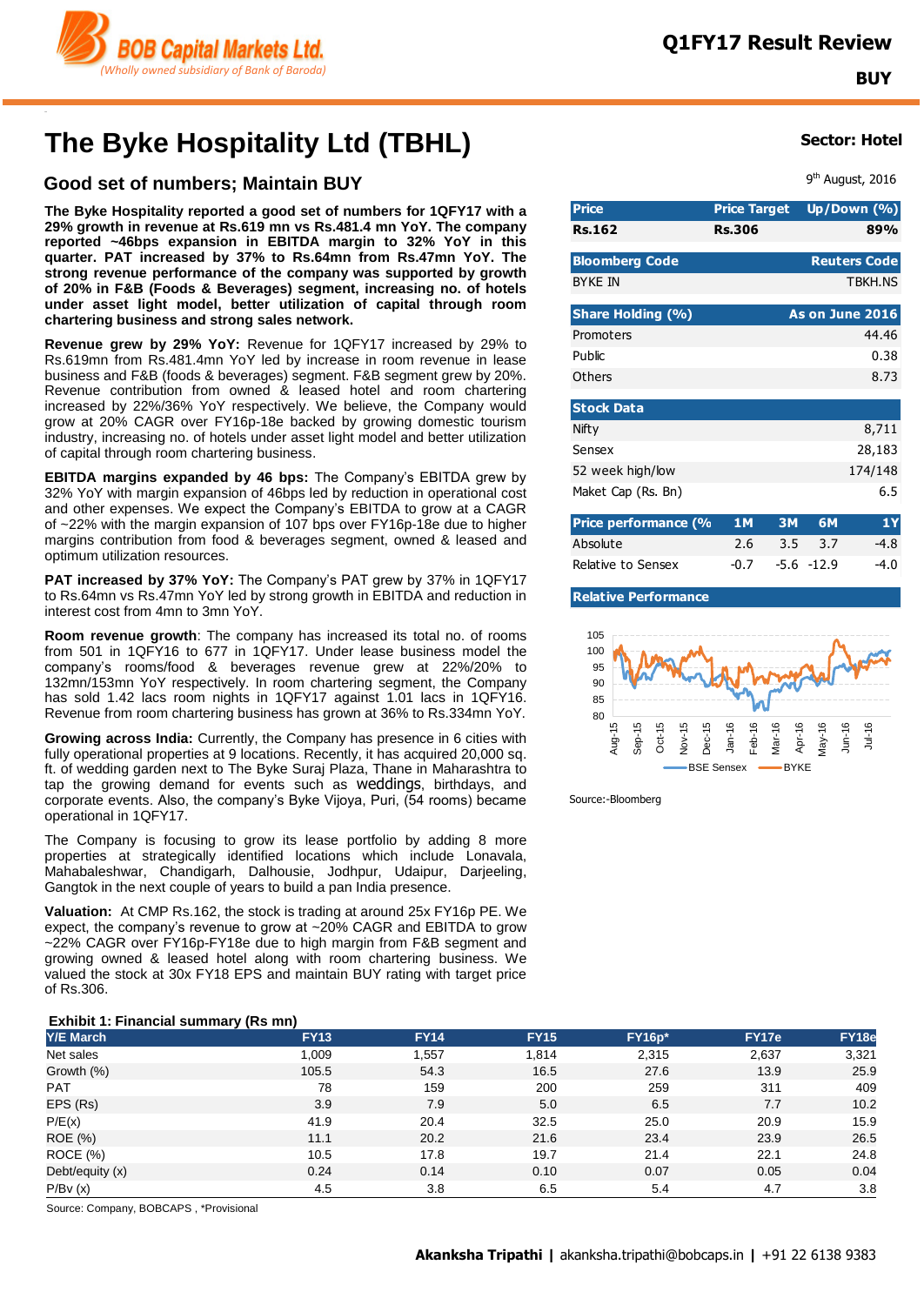# The Byke Hospitality Ltd (TBHL)

**Q1FY17 Result Review**

**BUY**

**Sector: Hotel**

9th August, 2016

## Good set of numbers; Maintain BUY

**The Byke Hospitality reported a good set of numbers for 1QFY17 with a 29% growth in revenue at Rs.619 mn vs Rs.481.4 mn YoY. The company reported ~46bps expansion in EBITDA margin to 32% YoY in this quarter. PAT increased by 37% to Rs.64mn from Rs.47mn YoY. The strong revenue performance of the company was supported by growth of 20% in F&B (Foods & Beverages) segment, increasing no. of hotels under asset light model, better utilization of capital through room chartering business and strong sales network.**

**Revenue grew by 29% YoY:** Revenue for 1QFY17 increased by 29% to Rs.619mn from Rs.481.4mn YoY led by increase in room revenue in lease business and F&B (foods & beverages) segment. F&B segment grew by 20%. Revenue contribution from owned & leased hotel and room chartering increased by 22%/36% YoY respectively. We believe, the Company would grow at 20% CAGR over FY16p-18e backed by growing domestic tourism industry, increasing no. of hotels under asset light model and better utilization of capital through room chartering business.

**EBITDA margins expanded by 46 bps:** The Company's EBITDA grew by 32% YoY with margin expansion of 46bps led by reduction in operational cost and other expenses. We expect the Company's EBITDA to grow at a CAGR of ~22% with the margin expansion of 107 bps over FY16p-18e due to higher margins contribution from food & beverages segment, owned & leased and optimum utilization resources.

**PAT increased by 37% YoY:** The Company's PAT grew by 37% in 1QFY17 to Rs.64mn vs Rs.47mn YoY led by strong growth in EBITDA and reduction in interest cost from 4mn to 3mn YoY.

**Room revenue growth**: The company has increased its total no. of rooms from 501 in 1QFY16 to 677 in 1QFY17. Under lease business model the company's rooms/food & beverages revenue grew at 22%/20% to 132mn/153mn YoY respectively. In room chartering segment, the Company has sold 1.42 lacs room nights in 1QFY17 against 1.01 lacs in 1QFY16. Revenue from room chartering business has grown at 36% to Rs.334mn YoY.

**Growing across India:** Currently, the Company has presence in 6 cities with fully operational properties at 9 locations. Recently, it has acquired 20,000 sq. ft. of wedding garden next to The Byke Suraj Plaza, Thane in Maharashtra to tap the growing demand for events such as weddings, birthdays, and corporate events. Also, the company's Byke Vijoya, Puri, (54 rooms) became operational in 1QFY17.

The Company is focusing to grow its lease portfolio by adding 8 more properties at strategically identified locations which include Lonavala, Mahabaleshwar, Chandigarh, Dalhousie, Jodhpur, Udaipur, Darjeeling, Gangtok in the next couple of years to build a pan India presence.

**Valuation:** At CMP Rs.162, the stock is trading at around 25x FY16p PE. We expect, the company's revenue to grow at ~20% CAGR and EBITDA to grow ~22% CAGR over FY16p-FY18e due to high margin from F&B segment and growing owned & leased hotel along with room chartering business. We valued the stock at 30x FY18 EPS and maintain BUY rating with target price of Rs.306.

| Price | Price Target | Up/Down (%) |
|---|---|---|
| Rs.162 | Rs.306 | 89% |

| Bloomberg Code | Reuters Code |
|---|---|
| BYKE IN | TBKH.NS |

| Share Holding (%) | As on June 2016 |
|---|---|
| Promoters | 44.46 |
| Public | 0.38 |
| Others | 8.73 |

| Stock Data | |
|---|---|
| Nifty | 8,711 |
| Sensex | 28,183 |
| 52 week high/low | 174/148 |
| Maket Cap (Rs. Bn) | 6.5 |

| Price performance (% | 1M | 3M | 6M | 1Y |
|---|---|---|---|---|
| Absolute | 2.6 | 3.5 | 3.7 | -4.8 |
| Relative to Sensex | -0.7 | -5.6 | -12.9 | -4.0 |

**Relative Performance**

Source:-Bloomberg

**Exhibit 1: Financial summary (Rs mn)**

| Y/E March | FY13 | FY14 | FY15 | FY16p* | FY17e | FY18e |
|---|---|---|---|---|---|---|
| Net sales | 1,009 | 1,557 | 1,814 | 2,315 | 2,637 | 3,321 |
| Growth (%) | 105.5 | 54.3 | 16.5 | 27.6 | 13.9 | 25.9 |
| PAT | 78 | 159 | 200 | 259 | 311 | 409 |
| EPS (Rs) | 3.9 | 7.9 | 5.0 | 6.5 | 7.7 | 10.2 |
| P/E(x) | 41.9 | 20.4 | 32.5 | 25.0 | 20.9 | 15.9 |
| ROE (%) | 11.1 | 20.2 | 21.6 | 23.4 | 23.9 | 26.5 |
| ROCE (%) | 10.5 | 17.8 | 19.7 | 21.4 | 22.1 | 24.8 |
| Debt/equity (x) | 0.24 | 0.14 | 0.10 | 0.07 | 0.05 | 0.04 |
| P/Bv (x) | 4.5 | 3.8 | 6.5 | 5.4 | 4.7 | 3.8 |

Source: Company, BOBCAPS , *Provisional

**Akanksha Tripathi** | akanksha.tripathi@bobcaps.in | +91 22 6138 9383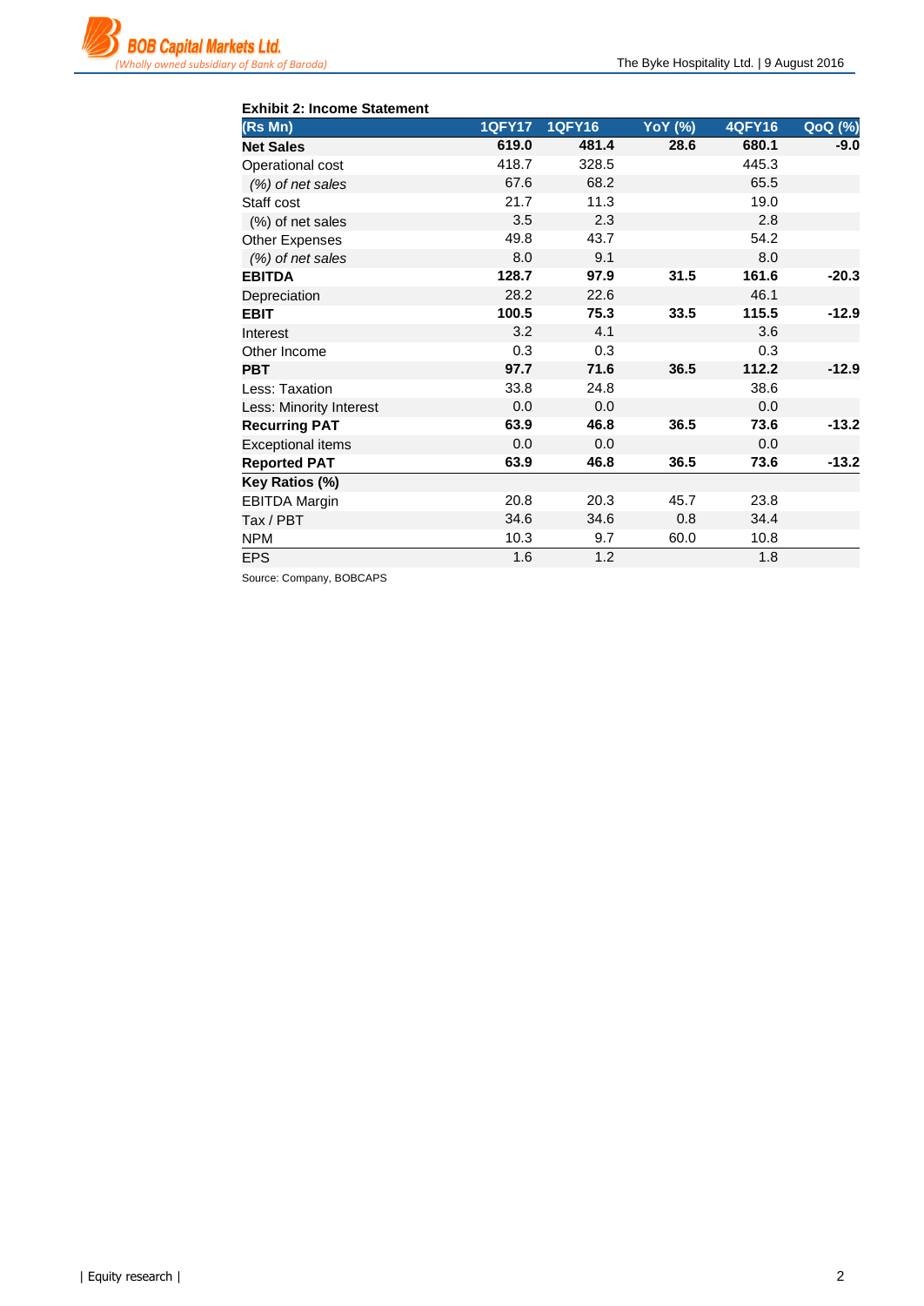**Exhibit 2: Income Statement**

| (Rs Mn) | 1QFY17 | 1QFY16 | YoY (%) | 4QFY16 | QoQ (%) |
|---|---|---|---|---|---|
| **Net Sales** | **619.0** | **481.4** | **28.6** | **680.1** | **-9.0** |
| Operational cost | 418.7 | 328.5 | | 445.3 | |
| *(%) of net sales* | 67.6 | 68.2 | | 65.5 | |
| Staff cost | 21.7 | 11.3 | | 19.0 | |
| (%) of net sales | 3.5 | 2.3 | | 2.8 | |
| Other Expenses | 49.8 | 43.7 | | 54.2 | |
| *(%) of net sales* | 8.0 | 9.1 | | 8.0 | |
| **EBITDA** | **128.7** | **97.9** | **31.5** | **161.6** | **-20.3** |
| Depreciation | 28.2 | 22.6 | | 46.1 | |
| **EBIT** | **100.5** | **75.3** | **33.5** | **115.5** | **-12.9** |
| Interest | 3.2 | 4.1 | | 3.6 | |
| Other Income | 0.3 | 0.3 | | 0.3 | |
| **PBT** | **97.7** | **71.6** | **36.5** | **112.2** | **-12.9** |
| Less: Taxation | 33.8 | 24.8 | | 38.6 | |
| Less: Minority Interest | 0.0 | 0.0 | | 0.0 | |
| **Recurring PAT** | **63.9** | **46.8** | **36.5** | **73.6** | **-13.2** |
| Exceptional items | 0.0 | 0.0 | | 0.0 | |
| **Reported PAT** | **63.9** | **46.8** | **36.5** | **73.6** | **-13.2** |
| **Key Ratios (%)** | | | | | |
| EBITDA Margin | 20.8 | 20.3 | 45.7 | 23.8 | |
| Tax / PBT | 34.6 | 34.6 | 0.8 | 34.4 | |
| NPM | 10.3 | 9.7 | 60.0 | 10.8 | |
| EPS | 1.6 | 1.2 | | 1.8 | |

Source: Company, BOBCAPS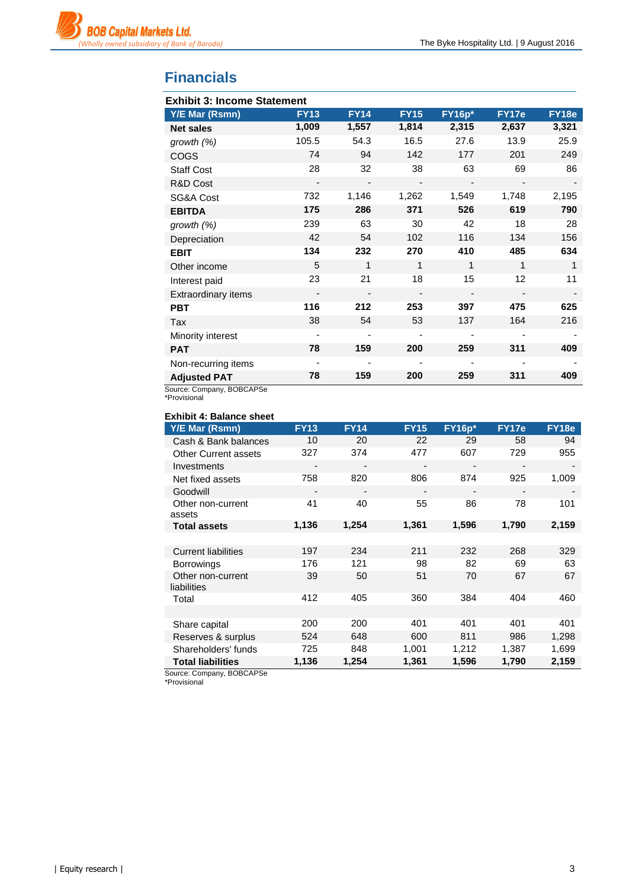# Financials

**Exhibit 3: Income Statement**

| Y/E Mar (Rsmn) | FY13 | FY14 | FY15 | FY16p* | FY17e | FY18e |
|---|---|---|---|---|---|---|
| **Net sales** | **1,009** | **1,557** | **1,814** | **2,315** | **2,637** | **3,321** |
| *growth (%)* | 105.5 | 54.3 | 16.5 | 27.6 | 13.9 | 25.9 |
| COGS | 74 | 94 | 142 | 177 | 201 | 249 |
| Staff Cost | 28 | 32 | 38 | 63 | 69 | 86 |
| R&D Cost | - | - | - | - | - | - |
| SG&A Cost | 732 | 1,146 | 1,262 | 1,549 | 1,748 | 2,195 |
| **EBITDA** | **175** | **286** | **371** | **526** | **619** | **790** |
| *growth (%)* | 239 | 63 | 30 | 42 | 18 | 28 |
| Depreciation | 42 | 54 | 102 | 116 | 134 | 156 |
| **EBIT** | **134** | **232** | **270** | **410** | **485** | **634** |
| Other income | 5 | 1 | 1 | 1 | 1 | 1 |
| Interest paid | 23 | 21 | 18 | 15 | 12 | 11 |
| Extraordinary items | - | - | - | - | - | - |
| **PBT** | **116** | **212** | **253** | **397** | **475** | **625** |
| Tax | 38 | 54 | 53 | 137 | 164 | 216 |
| Minority interest | - | - | - | - | - | - |
| **PAT** | **78** | **159** | **200** | **259** | **311** | **409** |
| Non-recurring items | - | - | - | - | - | - |
| **Adjusted PAT** | **78** | **159** | **200** | **259** | **311** | **409** |

Source: Company, BOBCAPSe
*Provisional

**Exhibit 4: Balance sheet**

| Y/E Mar (Rsmn) | FY13 | FY14 | FY15 | FY16p* | FY17e | FY18e |
|---|---|---|---|---|---|---|
| Cash & Bank balances | 10 | 20 | 22 | 29 | 58 | 94 |
| Other Current assets | 327 | 374 | 477 | 607 | 729 | 955 |
| Investments | - | - | - | - | - | - |
| Net fixed assets | 758 | 820 | 806 | 874 | 925 | 1,009 |
| Goodwill | - | - | - | - | - | - |
| Other non-current assets | 41 | 40 | 55 | 86 | 78 | 101 |
| **Total assets** | **1,136** | **1,254** | **1,361** | **1,596** | **1,790** | **2,159** |
| | | | | | | |
| Current liabilities | 197 | 234 | 211 | 232 | 268 | 329 |
| Borrowings | 176 | 121 | 98 | 82 | 69 | 63 |
| Other non-current liabilities | 39 | 50 | 51 | 70 | 67 | 67 |
| Total | 412 | 405 | 360 | 384 | 404 | 460 |
| | | | | | | |
| Share capital | 200 | 200 | 401 | 401 | 401 | 401 |
| Reserves & surplus | 524 | 648 | 600 | 811 | 986 | 1,298 |
| Shareholders' funds | 725 | 848 | 1,001 | 1,212 | 1,387 | 1,699 |
| **Total liabilities** | **1,136** | **1,254** | **1,361** | **1,596** | **1,790** | **2,159** |

Source: Company, BOBCAPSe
*Provisional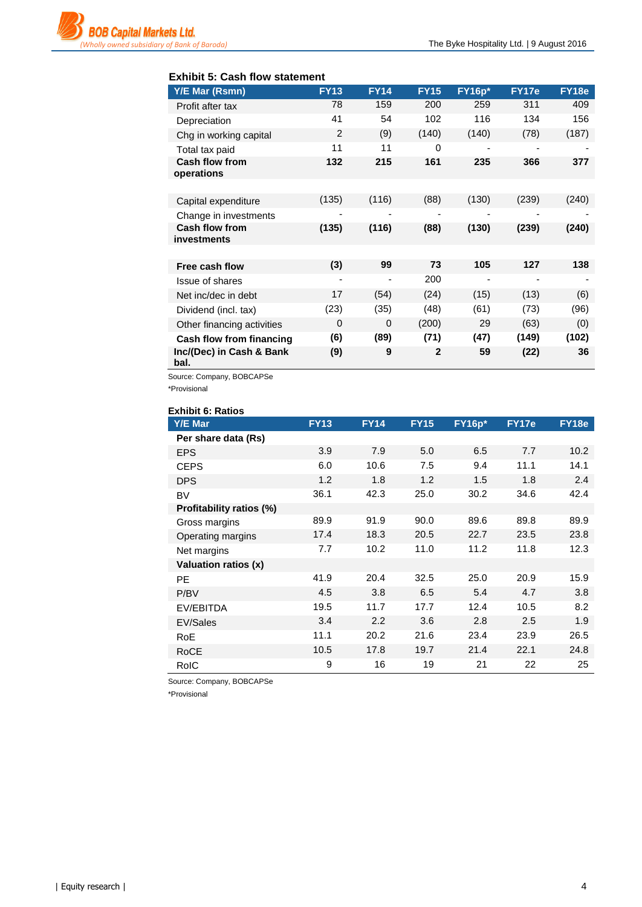**Exhibit 5: Cash flow statement**

| Y/E Mar (Rsmn) | FY13 | FY14 | FY15 | FY16p* | FY17e | FY18e |
|---|---|---|---|---|---|---|
| Profit after tax | 78 | 159 | 200 | 259 | 311 | 409 |
| Depreciation | 41 | 54 | 102 | 116 | 134 | 156 |
| Chg in working capital | 2 | (9) | (140) | (140) | (78) | (187) |
| Total tax paid | 11 | 11 | 0 | - | - | - |
| **Cash flow from operations** | **132** | **215** | **161** | **235** | **366** | **377** |
| | | | | | | |
| Capital expenditure | (135) | (116) | (88) | (130) | (239) | (240) |
| Change in investments | - | - | - | - | - | - |
| **Cash flow from investments** | **(135)** | **(116)** | **(88)** | **(130)** | **(239)** | **(240)** |
| | | | | | | |
| **Free cash flow** | **(3)** | **99** | **73** | **105** | **127** | **138** |
| Issue of shares | - | - | 200 | - | - | - |
| Net inc/dec in debt | 17 | (54) | (24) | (15) | (13) | (6) |
| Dividend (incl. tax) | (23) | (35) | (48) | (61) | (73) | (96) |
| Other financing activities | 0 | 0 | (200) | 29 | (63) | (0) |
| **Cash flow from financing** | **(6)** | **(89)** | **(71)** | **(47)** | **(149)** | **(102)** |
| **Inc/(Dec) in Cash & Bank bal.** | **(9)** | **9** | **2** | **59** | **(22)** | **36** |

Source: Company, BOBCAPSe
*Provisional

**Exhibit 6: Ratios**

| Y/E Mar | FY13 | FY14 | FY15 | FY16p* | FY17e | FY18e |
|---|---|---|---|---|---|---|
| **Per share data (Rs)** | | | | | | |
| EPS | 3.9 | 7.9 | 5.0 | 6.5 | 7.7 | 10.2 |
| CEPS | 6.0 | 10.6 | 7.5 | 9.4 | 11.1 | 14.1 |
| DPS | 1.2 | 1.8 | 1.2 | 1.5 | 1.8 | 2.4 |
| BV | 36.1 | 42.3 | 25.0 | 30.2 | 34.6 | 42.4 |
| **Profitability ratios (%)** | | | | | | |
| Gross margins | 89.9 | 91.9 | 90.0 | 89.6 | 89.8 | 89.9 |
| Operating margins | 17.4 | 18.3 | 20.5 | 22.7 | 23.5 | 23.8 |
| Net margins | 7.7 | 10.2 | 11.0 | 11.2 | 11.8 | 12.3 |
| **Valuation ratios (x)** | | | | | | |
| PE | 41.9 | 20.4 | 32.5 | 25.0 | 20.9 | 15.9 |
| P/BV | 4.5 | 3.8 | 6.5 | 5.4 | 4.7 | 3.8 |
| EV/EBITDA | 19.5 | 11.7 | 17.7 | 12.4 | 10.5 | 8.2 |
| EV/Sales | 3.4 | 2.2 | 3.6 | 2.8 | 2.5 | 1.9 |
| RoE | 11.1 | 20.2 | 21.6 | 23.4 | 23.9 | 26.5 |
| RoCE | 10.5 | 17.8 | 19.7 | 21.4 | 22.1 | 24.8 |
| RoIC | 9 | 16 | 19 | 21 | 22 | 25 |

Source: Company, BOBCAPSe
*Provisional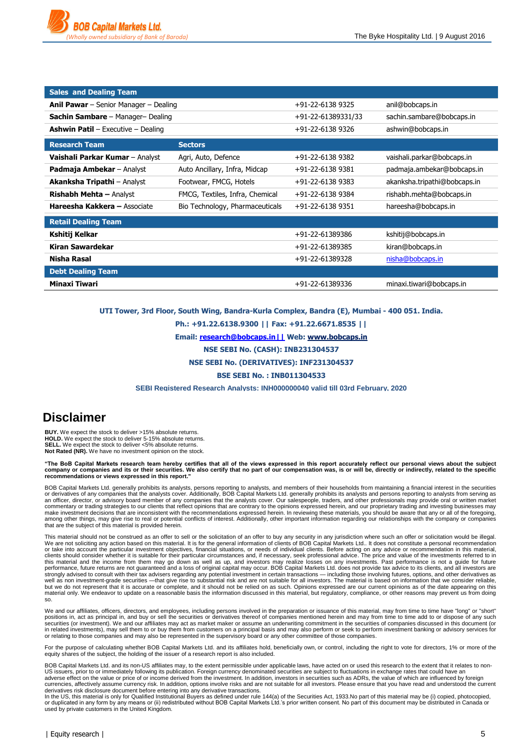| Sales and Dealing Team | | | |
|---|---|---|---|
| **Anil Pawar** – Senior Manager – Dealing | | +91-22-6138 9325 | anil@bobcaps.in |
| **Sachin Sambare** – Manager– Dealing | | +91-22-61389331/33 | sachin.sambare@bobcaps.in |
| **Ashwin Patil** – Executive – Dealing | | +91-22-6138 9326 | ashwin@bobcaps.in |
| **Research Team** | **Sectors** | | |
| **Vaishali Parkar Kumar** – Analyst | Agri, Auto, Defence | +91-22-6138 9382 | vaishali.parkar@bobcaps.in |
| **Padmaja Ambekar** – Analyst | Auto Ancillary, Infra, Midcap | +91-22-6138 9381 | padmaja.ambekar@bobcaps.in |
| **Akanksha Tripathi** – Analyst | Footwear, FMCG, Hotels | +91-22-6138 9383 | akanksha.tripathi@bobcaps.in |
| **Rishabh Mehta –** Analyst | FMCG, Textiles, Infra, Chemical | +91-22-6138 9384 | rishabh.mehta@bobcaps.in |
| **Hareesha Kakkera –** Associate | Bio Technology, Pharmaceuticals | +91-22-6138 9351 | hareesha@bobcaps.in |
| **Retail Dealing Team** | | | |
| **Kshitij Kelkar** | | +91-22-61389386 | kshitij@bobcaps.in |
| **Kiran Sawardekar** | | +91-22-61389385 | kiran@bobcaps.in |
| **Nisha Rasal** | | +91-22-61389328 | nisha@bobcaps.in |
| **Debt Dealing Team** | | | |
| **Minaxi Tiwari** | | +91-22-61389336 | minaxi.tiwari@bobcaps.in |

**UTI Tower, 3rd Floor, South Wing, Bandra-Kurla Complex, Bandra (E), Mumbai - 400 051. India.**

**Ph.: +91.22.6138.9300 | | Fax: +91.22.6671.8535 | |**

**Email: research@bobcaps.in | | Web: www.bobcaps.in**

**NSE SEBI No. (CASH): INB231304537**

**NSE SEBI No. (DERIVATIVES): INF231304537**

**BSE SEBI No. : INB011304533**

**SEBI Registered Research Analysts: INH000000040 valid till 03rd February, 2020**

# Disclaimer

**BUY.** We expect the stock to deliver >15% absolute returns.
**HOLD.** We expect the stock to deliver 5-15% absolute returns.
**SELL.** We expect the stock to deliver <5% absolute returns.
**Not Rated (NR).** We have no investment opinion on the stock.

**"The BoB Capital Markets research team hereby certifies that all of the views expressed in this report accurately reflect our personal views about the subject company or companies and its or their securities. We also certify that no part of our compensation was, is or will be, directly or indirectly, related to the specific recommendations or views expressed in this report."**

BOB Capital Markets Ltd. generally prohibits its analysts, persons reporting to analysts, and members of their households from maintaining a financial interest in the securities or derivatives of any companies that the analysts cover. Additionally, BOB Capital Markets Ltd. generally prohibits its analysts and persons reporting to analysts from serving as an officer, director, or advisory board member of any companies that the analysts cover. Our salespeople, traders, and other professionals may provide oral or written market commentary or trading strategies to our clients that reflect opinions that are contrary to the opinions expressed herein, and our proprietary trading and investing businesses may make investment decisions that are inconsistent with the recommendations expressed herein. In reviewing these materials, you should be aware that any or all of the foregoing, among other things, may give rise to real or potential conflicts of interest. Additionally, other important information regarding our relationships with the company or companies that are the subject of this material is provided herein.

This material should not be construed as an offer to sell or the solicitation of an offer to buy any security in any jurisdiction where such an offer or solicitation would be illegal. We are not soliciting any action based on this material. It is for the general information of clients of BOB Capital Markets Ltd.. It does not constitute a personal recommendation or take into account the particular investment objectives, financial situations, or needs of individual clients. Before acting on any advice or recommendation in this material, clients should consider whether it is suitable for their particular circumstances and, if necessary, seek professional advice. The price and value of the investments referred to in this material and the income from them may go down as well as up, and investors may realize losses on any investments. Past performance is not a guide for future performance, future returns are not guaranteed and a loss of original capital may occur. BOB Capital Markets Ltd. does not provide tax advice to its clients, and all investors are strongly advised to consult with their tax advisers regarding any potential investment in certain transactions — including those involving futures, options, and other derivatives as well as non investment-grade securities —that give rise to substantial risk and are not suitable for all investors. The material is based on information that we consider reliable, but we do not represent that it is accurate or complete, and it should not be relied on as such. Opinions expressed are our current opinions as of the date appearing on this material only. We endeavor to update on a reasonable basis the information discussed in this material, but regulatory, compliance, or other reasons may prevent us from doing so.

We and our affiliates, officers, directors, and employees, including persons involved in the preparation or issuance of this material, may from time to time have "long" or "short" positions in, act as principal in, and buy or sell the securities or derivatives thereof of companies mentioned herein and may from time to time add to or dispose of any such securities (or investment). We and our affiliates may act as market maker or assume an underwriting commitment in the securities of companies discussed in this document (or in related investments), may sell them to or buy them from customers on a principal basis and may also perform or seek to perform investment banking or advisory services for or relating to those companies and may also be represented in the supervisory board or any other committee of those companies.

For the purpose of calculating whether BOB Capital Markets Ltd. and its affiliates hold, beneficially own, or control, including the right to vote for directors, 1% or more of the equity shares of the subject, the holding of the issuer of a research report is also included.

BOB Capital Markets Ltd. and its non-US affiliates may, to the extent permissible under applicable laws, have acted on or used this research to the extent that it relates to non-US issuers, prior to or immediately following its publication. Foreign currency denominated securities are subject to fluctuations in exchange rates that could have an adverse effect on the value or price of or income derived from the investment. In addition, investors in securities such as ADRs, the value of which are influenced by foreign currencies, affectively assume currency risk. In addition, options involve risks and are not suitable for all investors. Please ensure that you have read and understood the current derivatives risk disclosure document before entering into any derivative transactions.
In the US, this material is only for Qualified Institutional Buyers as defined under rule 144(a) of the Securities Act, 1933.No part of this material may be (i) copied, photocopied, or duplicated in any form by any means or (ii) redistributed without BOB Capital Markets Ltd.'s prior written consent. No part of this document may be distributed in Canada or used by private customers in the United Kingdom.